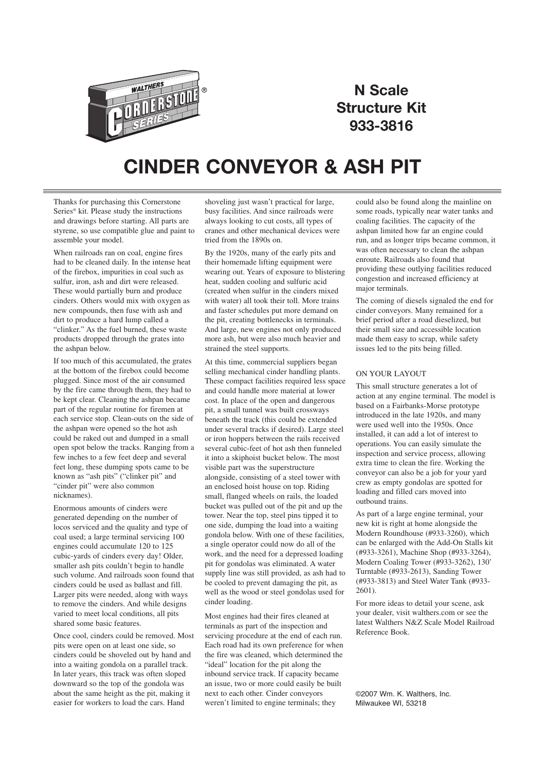WALTHERS CORNERSTONE SERIES®

**N Scale Structure Kit 933-3816**

# CINDER CONVEYOR & ASH PIT

Thanks for purchasing this Cornerstone Series® kit. Please study the instructions and drawings before starting. All parts are styrene, so use compatible glue and paint to assemble your model.

When railroads ran on coal, engine fires had to be cleaned daily. In the intense heat of the firebox, impurities in coal such as sulfur, iron, ash and dirt were released. These would partially burn and produce cinders. Others would mix with oxygen as new compounds, then fuse with ash and dirt to produce a hard lump called a "clinker." As the fuel burned, these waste products dropped through the grates into the ashpan below.

If too much of this accumulated, the grates at the bottom of the firebox could become plugged. Since most of the air consumed by the fire came through them, they had to be kept clear. Cleaning the ashpan became part of the regular routine for firemen at each service stop. Clean-outs on the side of the ashpan were opened so the hot ash could be raked out and dumped in a small open spot below the tracks. Ranging from a few inches to a few feet deep and several feet long, these dumping spots came to be known as "ash pits" ("clinker pit" and "cinder pit" were also common nicknames).

Enormous amounts of cinders were generated depending on the number of locos serviced and the quality and type of coal used; a large terminal servicing 100 engines could accumulate 120 to 125 cubic-yards of cinders every day! Older, smaller ash pits couldn't begin to handle such volume. And railroads soon found that cinders could be used as ballast and fill. Larger pits were needed, along with ways to remove the cinders. And while designs varied to meet local conditions, all pits shared some basic features.

Once cool, cinders could be removed. Most pits were open on at least one side, so cinders could be shoveled out by hand and into a waiting gondola on a parallel track. In later years, this track was often sloped downward so the top of the gondola was about the same height as the pit, making it easier for workers to load the cars. Hand shoveling just wasn't practical for large, busy facilities. And since railroads were always looking to cut costs, all types of cranes and other mechanical devices were tried from the 1890s on.

By the 1920s, many of the early pits and their homemade lifting equipment were wearing out. Years of exposure to blistering heat, sudden cooling and sulfuric acid (created when sulfur in the cinders mixed with water) all took their toll. More trains and faster schedules put more demand on the pit, creating bottlenecks in terminals. And large, new engines not only produced more ash, but were also much heavier and strained the steel supports.

At this time, commercial suppliers began selling mechanical cinder handling plants. These compact facilities required less space and could handle more material at lower cost. In place of the open and dangerous pit, a small tunnel was built crossways beneath the track (this could be extended under several tracks if desired). Large steel or iron hoppers between the rails received several cubic-feet of hot ash then funneled it into a skiphoist bucket below. The most visible part was the superstructure alongside, consisting of a steel tower with an enclosed hoist house on top. Riding small, flanged wheels on rails, the loaded bucket was pulled out of the pit and up the tower. Near the top, steel pins tipped it to one side, dumping the load into a waiting gondola below. With one of these facilities, a single operator could now do all of the work, and the need for a depressed loading pit for gondolas was eliminated. A water supply line was still provided, as ash had to be cooled to prevent damaging the pit, as well as the wood or steel gondolas used for cinder loading.

Most engines had their fires cleaned at terminals as part of the inspection and servicing procedure at the end of each run. Each road had its own preference for when the fire was cleaned, which determined the "ideal" location for the pit along the inbound service track. If capacity became an issue, two or more could easily be built next to each other. Cinder conveyors weren't limited to engine terminals; they could also be found along the mainline on some roads, typically near water tanks and coaling facilities. The capacity of the ashpan limited how far an engine could run, and as longer trips became common, it was often necessary to clean the ashpan enroute. Railroads also found that providing these outlying facilities reduced congestion and increased efficiency at major terminals.

The coming of diesels signaled the end for cinder conveyors. Many remained for a brief period after a road dieselized, but their small size and accessible location made them easy to scrap, while safety issues led to the pits being filled.

## ON YOUR LAYOUT

This small structure generates a lot of action at any engine terminal. The model is based on a Fairbanks-Morse prototype introduced in the late 1920s, and many were used well into the 1950s. Once installed, it can add a lot of interest to operations. You can easily simulate the inspection and service process, allowing extra time to clean the fire. Working the conveyor can also be a job for your yard crew as empty gondolas are spotted for loading and filled cars moved into outbound trains.

As part of a large engine terminal, your new kit is right at home alongside the Modern Roundhouse (#933-3260), which can be enlarged with the Add-On Stalls kit (#933-3261), Machine Shop (#933-3264), Modern Coaling Tower (#933-3262), 130' Turntable (#933-2613), Sanding Tower (#933-3813) and Steel Water Tank (#933-2601).

For more ideas to detail your scene, ask your dealer, visit walthers.com or see the latest Walthers N&Z Scale Model Railroad Reference Book.

©2007 Wm. K. Walthers, Inc.
Milwaukee WI, 53218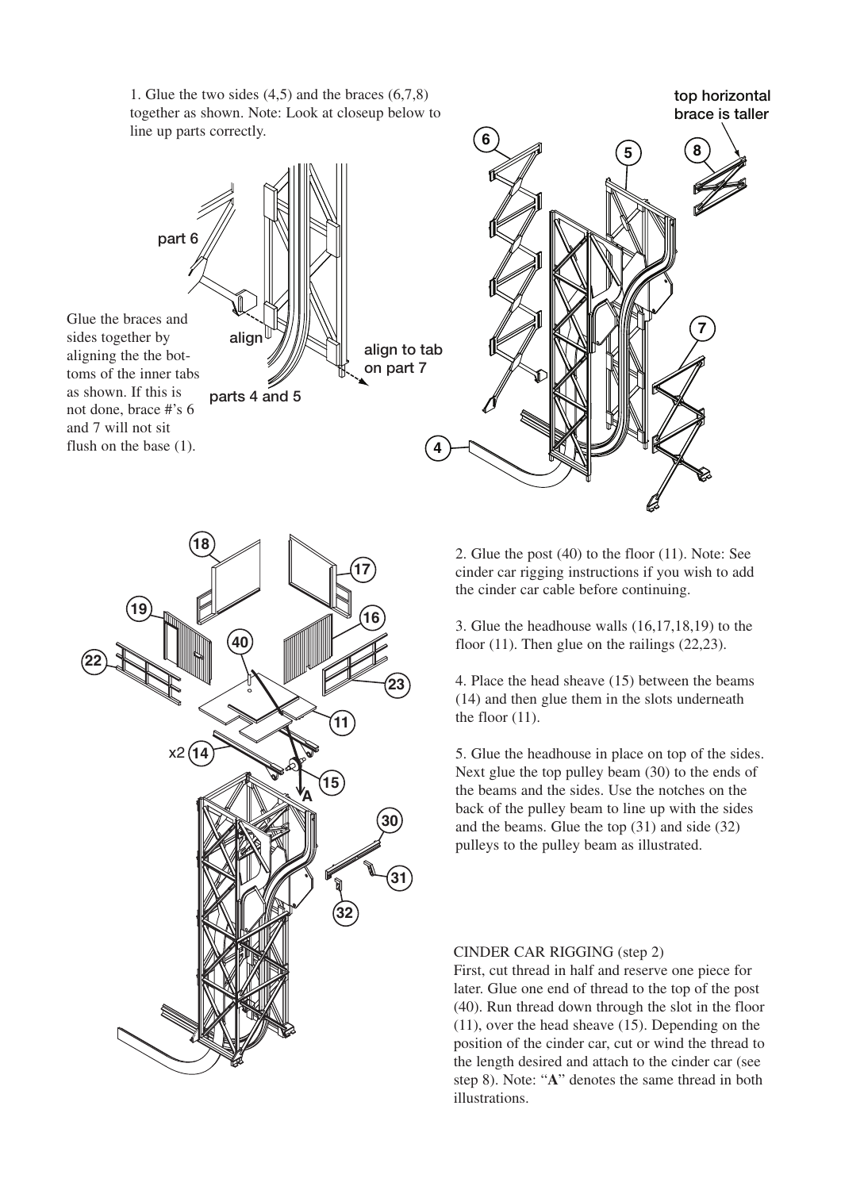1. Glue the two sides (4,5) and the braces (6,7,8) together as shown. Note: Look at closeup below to line up parts correctly.

Glue the braces and sides together by aligning the the bottoms of the inner tabs as shown. If this is not done, brace #'s 6 and 7 will not sit flush on the base (1).

2. Glue the post (40) to the floor (11). Note: See cinder car rigging instructions if you wish to add the cinder car cable before continuing.

3. Glue the headhouse walls (16,17,18,19) to the floor (11). Then glue on the railings (22,23).

4. Place the head sheave (15) between the beams (14) and then glue them in the slots underneath the floor (11).

5. Glue the headhouse in place on top of the sides. Next glue the top pulley beam (30) to the ends of the beams and the sides. Use the notches on the back of the pulley beam to line up with the sides and the beams. Glue the top (31) and side (32) pulleys to the pulley beam as illustrated.

CINDER CAR RIGGING (step 2)
First, cut thread in half and reserve one piece for later. Glue one end of thread to the top of the post (40). Run thread down through the slot in the floor (11), over the head sheave (15). Depending on the position of the cinder car, cut or wind the thread to the length desired and attach to the cinder car (see step 8). Note: "**A**" denotes the same thread in both illustrations.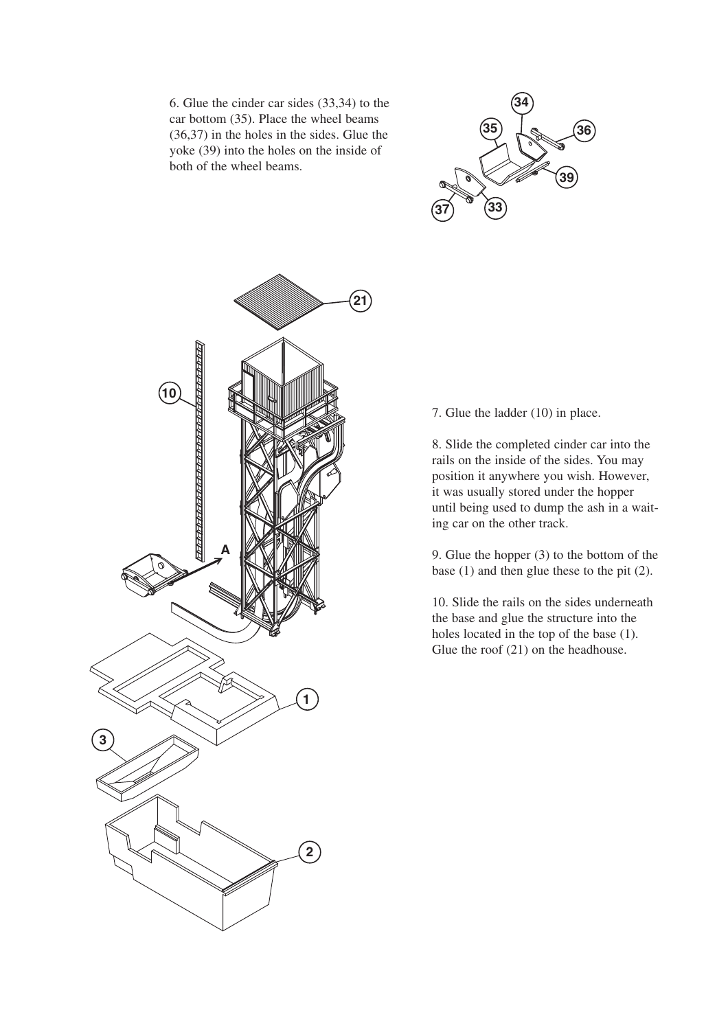6. Glue the cinder car sides (33,34) to the car bottom (35). Place the wheel beams (36,37) in the holes in the sides. Glue the yoke (39) into the holes on the inside of both of the wheel beams.

7. Glue the ladder (10) in place.

8. Slide the completed cinder car into the rails on the inside of the sides. You may position it anywhere you wish. However, it was usually stored under the hopper until being used to dump the ash in a waiting car on the other track.

9. Glue the hopper (3) to the bottom of the base (1) and then glue these to the pit (2).

10. Slide the rails on the sides underneath the base and glue the structure into the holes located in the top of the base (1). Glue the roof (21) on the headhouse.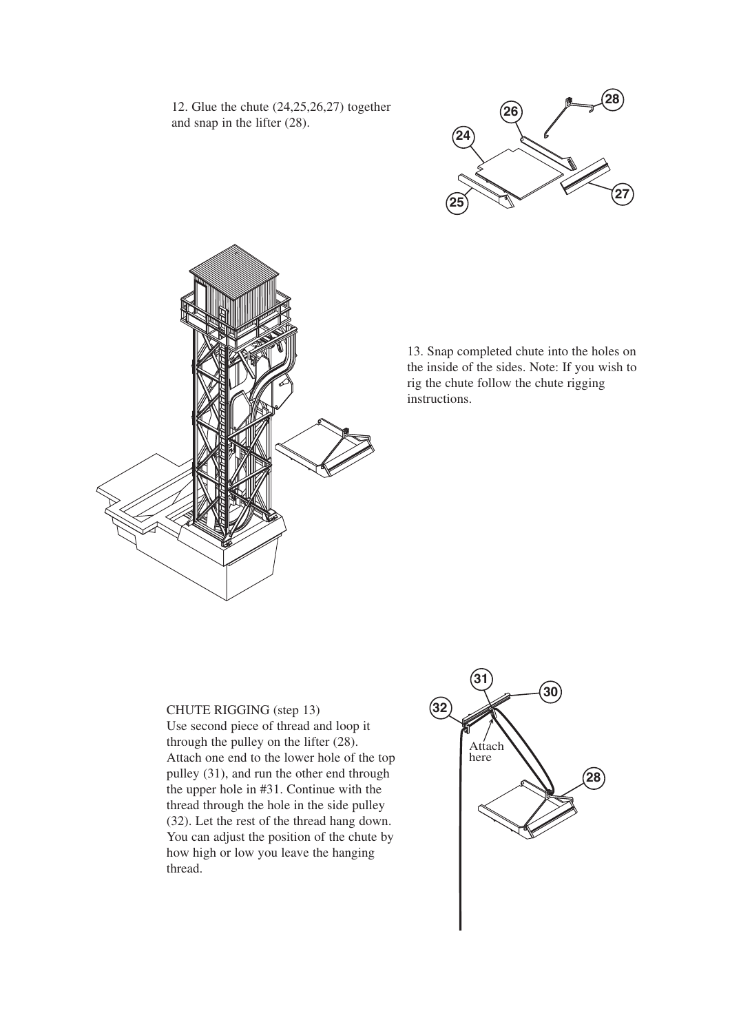12. Glue the chute (24,25,26,27) together and snap in the lifter (28).

28

26

24

27

25

13. Snap completed chute into the holes on the inside of the sides. Note: If you wish to rig the chute follow the chute rigging instructions.

CHUTE RIGGING (step 13)
Use second piece of thread and loop it through the pulley on the lifter (28). Attach one end to the lower hole of the top pulley (31), and run the other end through the upper hole in #31. Continue with the thread through the hole in the side pulley (32). Let the rest of the thread hang down. You can adjust the position of the chute by how high or low you leave the hanging thread.

31

30

32

Attach here

28